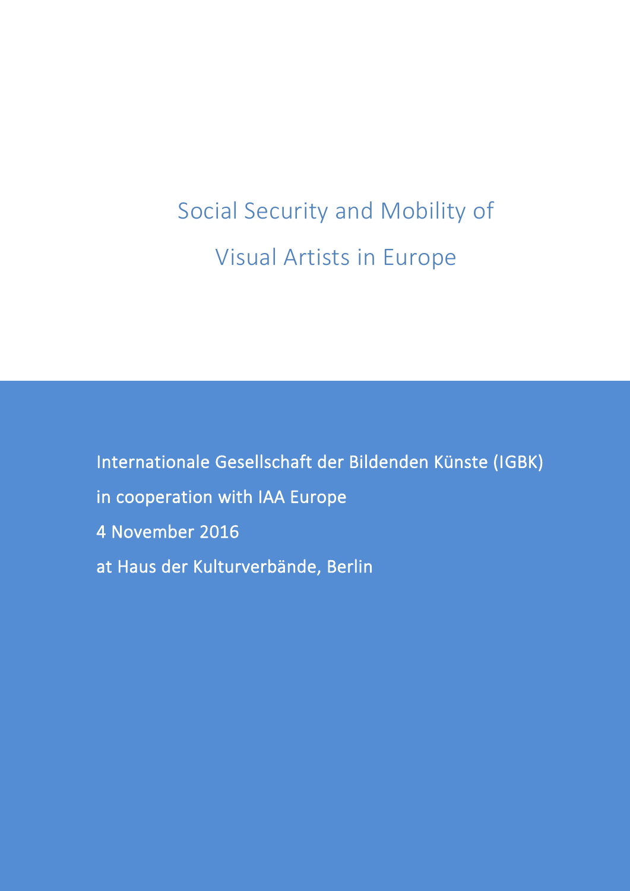# Social Security and Mobility of Visual Artists in Europe

Internationale Gesellschaft der Bildenden Künste (IGBK)

in cooperation with IAA Europe

4 November 2016

at Haus der Kulturverbände, Berlin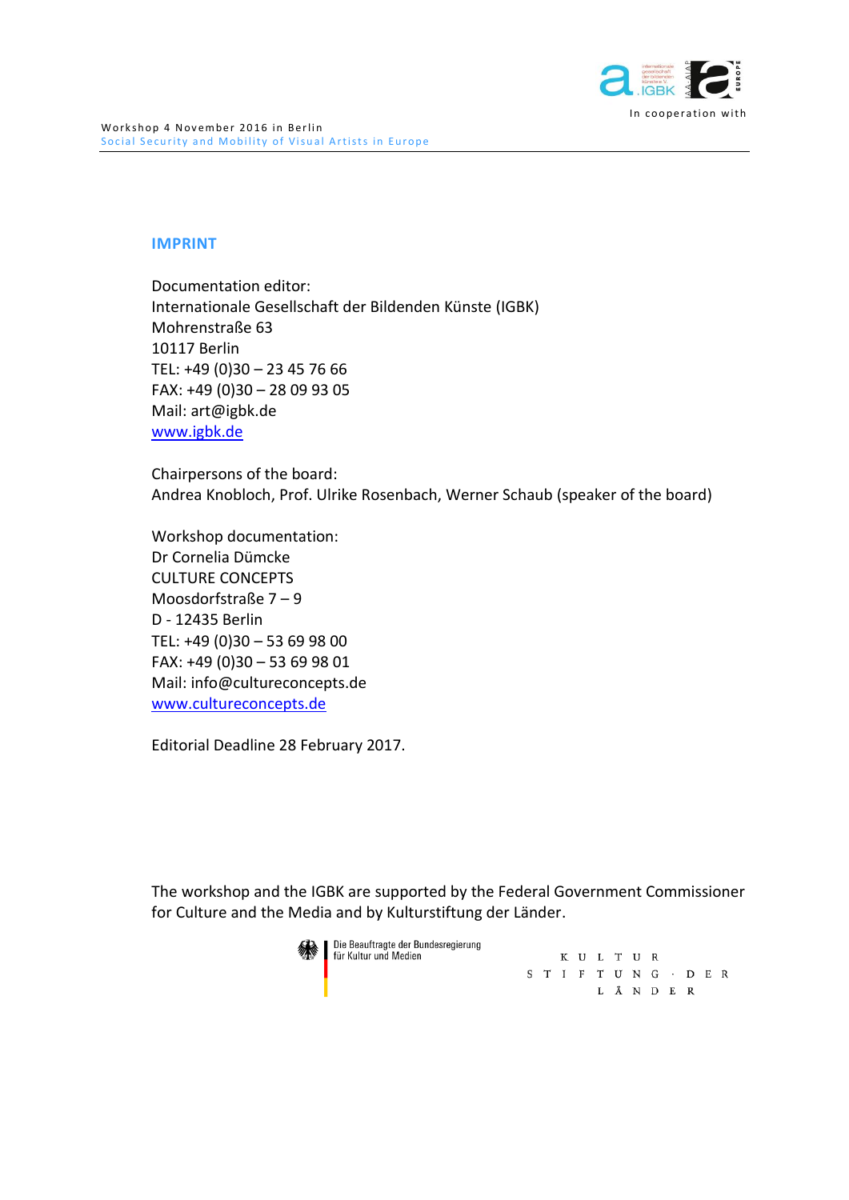## IMPRINT

Documentation editor:  
Internationale Gesellschaft der Bildenden Künste (IGBK)  
Mohrenstraße 63  
10117 Berlin  
TEL: +49 (0)30 – 23 45 76 66  
FAX: +49 (0)30 – 28 09 93 05  
Mail: art@igbk.de  
www.igbk.de

Chairpersons of the board:  
Andrea Knobloch, Prof. Ulrike Rosenbach, Werner Schaub (speaker of the board)

Workshop documentation:  
Dr Cornelia Dümcke  
CULTURE CONCEPTS  
Moosdorfstraße 7 – 9  
D - 12435 Berlin  
TEL: +49 (0)30 – 53 69 98 00  
FAX: +49 (0)30 – 53 69 98 01  
Mail: info@cultureconcepts.de  
www.cultureconcepts.de

Editorial Deadline 28 February 2017.

The workshop and the IGBK are supported by the Federal Government Commissioner for Culture and the Media and by Kulturstiftung der Länder.

Die Beauftragte der Bundesregierung für Kultur und Medien

KULTURSTIFTUNG · DER LÄNDER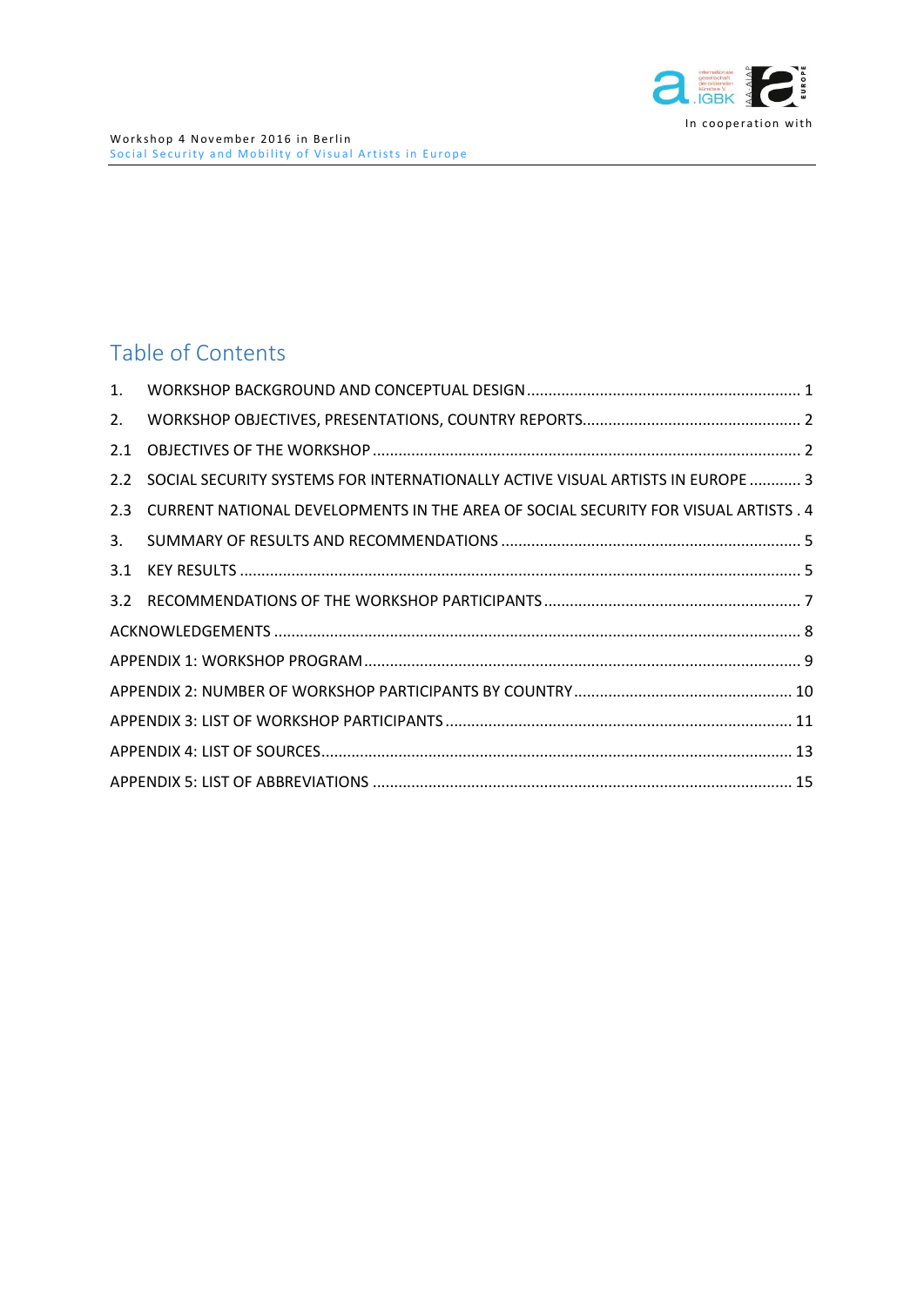## Table of Contents

1. WORKSHOP BACKGROUND AND CONCEPTUAL DESIGN ............ 1
2. WORKSHOP OBJECTIVES, PRESENTATIONS, COUNTRY REPORTS ............ 2
2.1 OBJECTIVES OF THE WORKSHOP ............ 2
2.2 SOCIAL SECURITY SYSTEMS FOR INTERNATIONALLY ACTIVE VISUAL ARTISTS IN EUROPE ............ 3
2.3 CURRENT NATIONAL DEVELOPMENTS IN THE AREA OF SOCIAL SECURITY FOR VISUAL ARTISTS . 4
3. SUMMARY OF RESULTS AND RECOMMENDATIONS ............ 5
3.1 KEY RESULTS ............ 5
3.2 RECOMMENDATIONS OF THE WORKSHOP PARTICIPANTS ............ 7

ACKNOWLEDGEMENTS ............ 8

APPENDIX 1: WORKSHOP PROGRAM ............ 9

APPENDIX 2: NUMBER OF WORKSHOP PARTICIPANTS BY COUNTRY ............ 10

APPENDIX 3: LIST OF WORKSHOP PARTICIPANTS ............ 11

APPENDIX 4: LIST OF SOURCES ............ 13

APPENDIX 5: LIST OF ABBREVIATIONS ............ 15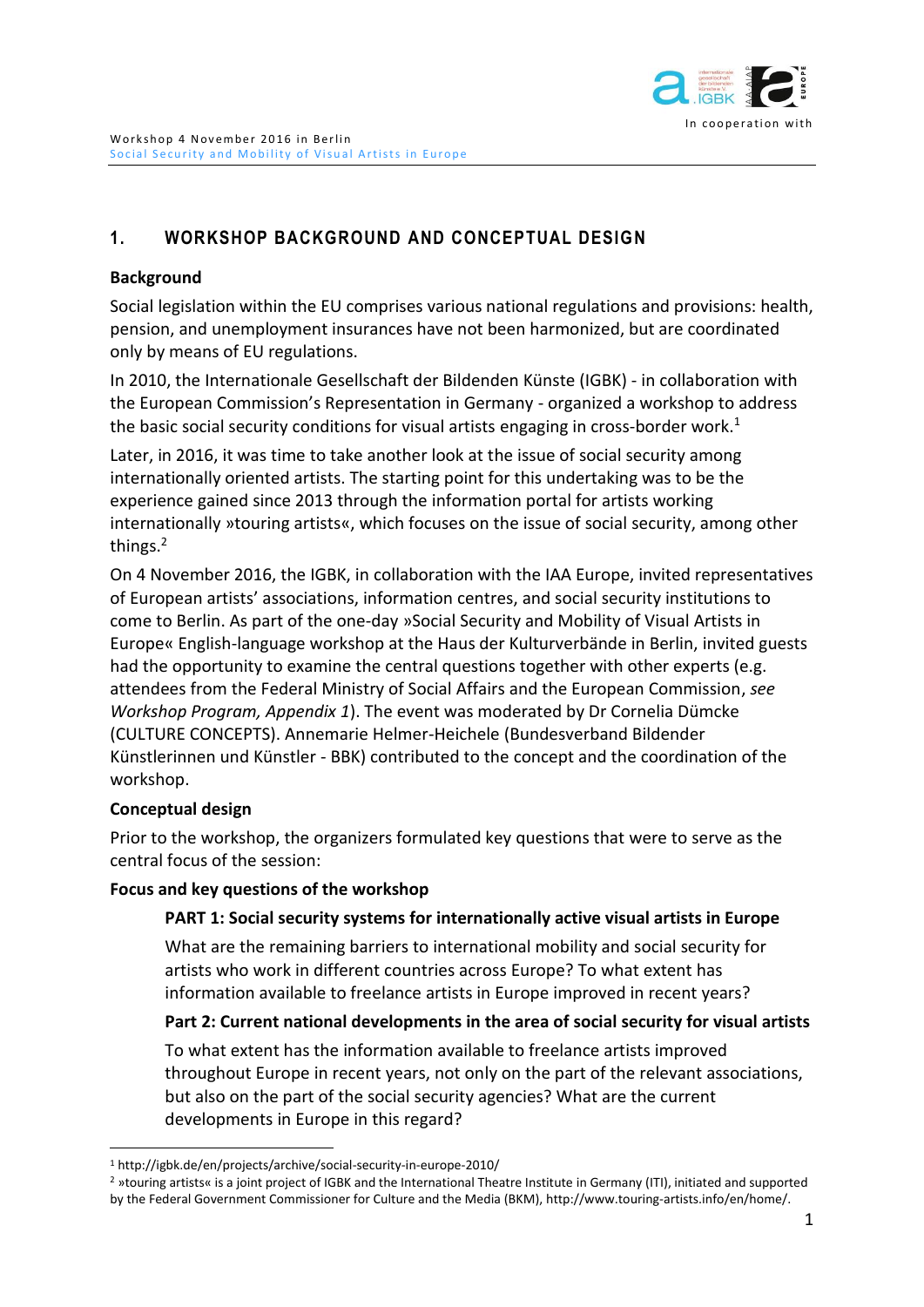## 1. WORKSHOP BACKGROUND AND CONCEPTUAL DESIGN

**Background**

Social legislation within the EU comprises various national regulations and provisions: health, pension, and unemployment insurances have not been harmonized, but are coordinated only by means of EU regulations.

In 2010, the Internationale Gesellschaft der Bildenden Künste (IGBK) - in collaboration with the European Commission's Representation in Germany - organized a workshop to address the basic social security conditions for visual artists engaging in cross-border work.[1]

Later, in 2016, it was time to take another look at the issue of social security among internationally oriented artists. The starting point for this undertaking was to be the experience gained since 2013 through the information portal for artists working internationally »touring artists«, which focuses on the issue of social security, among other things.[2]

On 4 November 2016, the IGBK, in collaboration with the IAA Europe, invited representatives of European artists' associations, information centres, and social security institutions to come to Berlin. As part of the one-day »Social Security and Mobility of Visual Artists in Europe« English-language workshop at the Haus der Kulturverbände in Berlin, invited guests had the opportunity to examine the central questions together with other experts (e.g. attendees from the Federal Ministry of Social Affairs and the European Commission, *see Workshop Program, Appendix 1*). The event was moderated by Dr Cornelia Dümcke (CULTURE CONCEPTS). Annemarie Helmer-Heichele (Bundesverband Bildender Künstlerinnen und Künstler - BBK) contributed to the concept and the coordination of the workshop.

**Conceptual design**

Prior to the workshop, the organizers formulated key questions that were to serve as the central focus of the session:

**Focus and key questions of the workshop**

> **PART 1: Social security systems for internationally active visual artists in Europe**
>
> What are the remaining barriers to international mobility and social security for artists who work in different countries across Europe? To what extent has information available to freelance artists in Europe improved in recent years?
>
> **Part 2: Current national developments in the area of social security for visual artists**
>
> To what extent has the information available to freelance artists improved throughout Europe in recent years, not only on the part of the relevant associations, but also on the part of the social security agencies? What are the current developments in Europe in this regard?

---

[1] http://igbk.de/en/projects/archive/social-security-in-europe-2010/

[2] »touring artists« is a joint project of IGBK and the International Theatre Institute in Germany (ITI), initiated and supported by the Federal Government Commissioner for Culture and the Media (BKM), http://www.touring-artists.info/en/home/.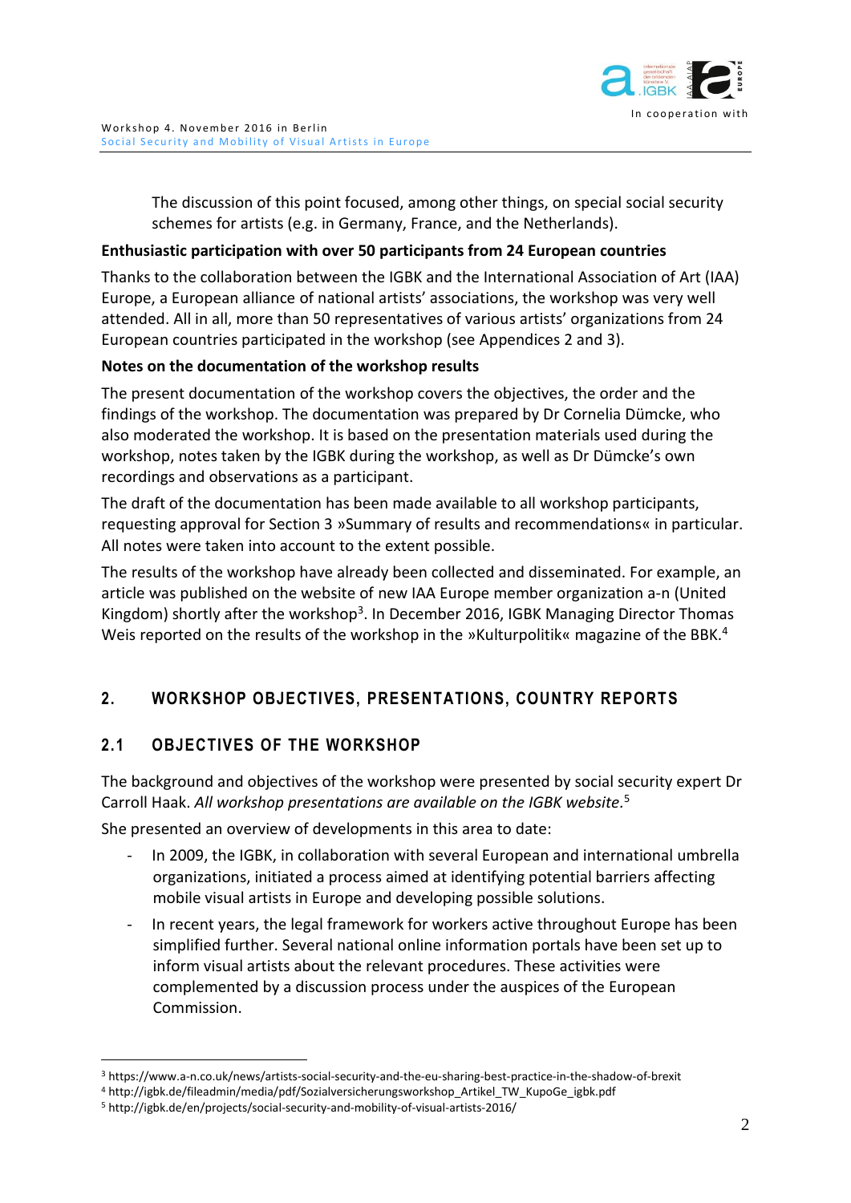The discussion of this point focused, among other things, on special social security schemes for artists (e.g. in Germany, France, and the Netherlands).

**Enthusiastic participation with over 50 participants from 24 European countries**

Thanks to the collaboration between the IGBK and the International Association of Art (IAA) Europe, a European alliance of national artists' associations, the workshop was very well attended. All in all, more than 50 representatives of various artists' organizations from 24 European countries participated in the workshop (see Appendices 2 and 3).

**Notes on the documentation of the workshop results**

The present documentation of the workshop covers the objectives, the order and the findings of the workshop. The documentation was prepared by Dr Cornelia Dümcke, who also moderated the workshop. It is based on the presentation materials used during the workshop, notes taken by the IGBK during the workshop, as well as Dr Dümcke's own recordings and observations as a participant.

The draft of the documentation has been made available to all workshop participants, requesting approval for Section 3 »Summary of results and recommendations« in particular. All notes were taken into account to the extent possible.

The results of the workshop have already been collected and disseminated. For example, an article was published on the website of new IAA Europe member organization a-n (United Kingdom) shortly after the workshop[3]. In December 2016, IGBK Managing Director Thomas Weis reported on the results of the workshop in the »Kulturpolitik« magazine of the BBK.[4]

## 2. WORKSHOP OBJECTIVES, PRESENTATIONS, COUNTRY REPORTS

### 2.1 OBJECTIVES OF THE WORKSHOP

The background and objectives of the workshop were presented by social security expert Dr Carroll Haak. *All workshop presentations are available on the IGBK website.*[5]

She presented an overview of developments in this area to date:

- In 2009, the IGBK, in collaboration with several European and international umbrella organizations, initiated a process aimed at identifying potential barriers affecting mobile visual artists in Europe and developing possible solutions.
- In recent years, the legal framework for workers active throughout Europe has been simplified further. Several national online information portals have been set up to inform visual artists about the relevant procedures. These activities were complemented by a discussion process under the auspices of the European Commission.

---

[3] https://www.a-n.co.uk/news/artists-social-security-and-the-eu-sharing-best-practice-in-the-shadow-of-brexit

[4] http://igbk.de/fileadmin/media/pdf/Sozialversicherungsworkshop_Artikel_TW_KupoGe_igbk.pdf

[5] http://igbk.de/en/projects/social-security-and-mobility-of-visual-artists-2016/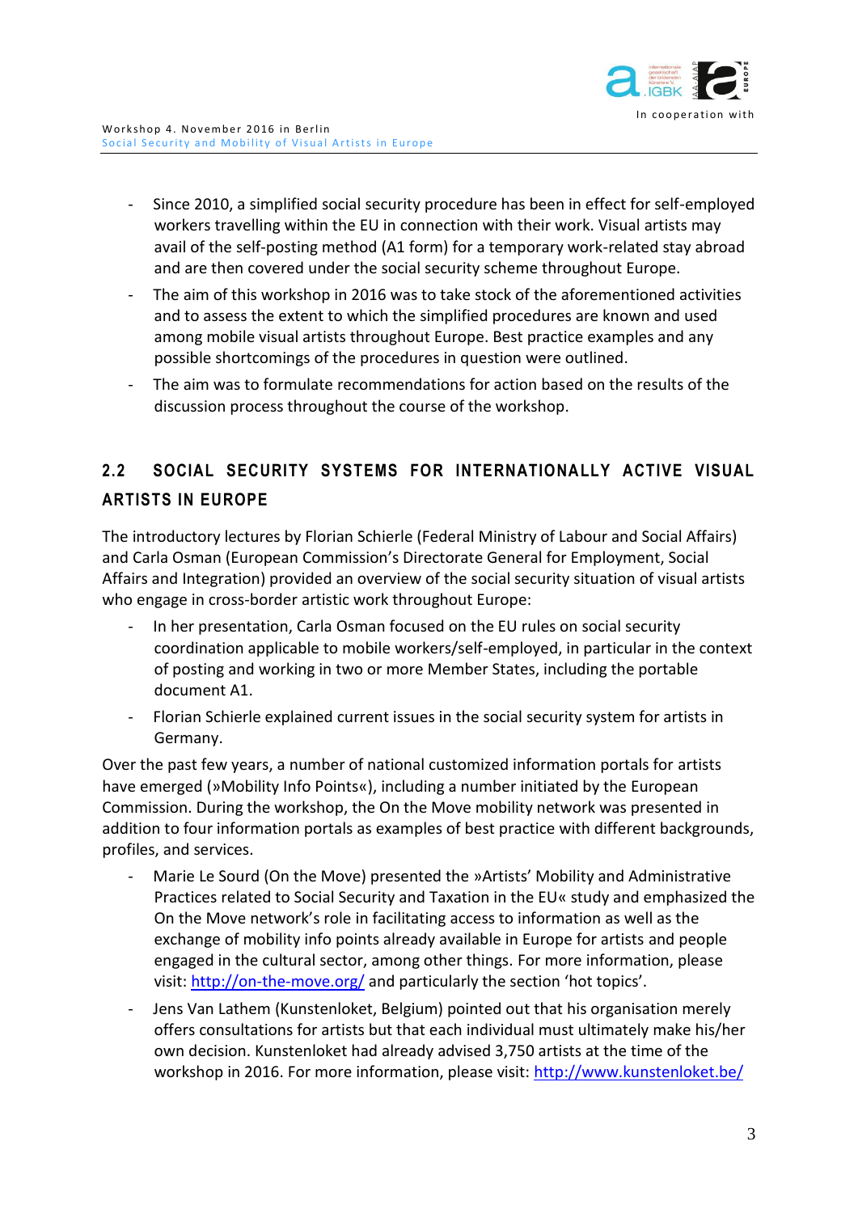- Since 2010, a simplified social security procedure has been in effect for self-employed workers travelling within the EU in connection with their work. Visual artists may avail of the self-posting method (A1 form) for a temporary work-related stay abroad and are then covered under the social security scheme throughout Europe.
- The aim of this workshop in 2016 was to take stock of the aforementioned activities and to assess the extent to which the simplified procedures are known and used among mobile visual artists throughout Europe. Best practice examples and any possible shortcomings of the procedures in question were outlined.
- The aim was to formulate recommendations for action based on the results of the discussion process throughout the course of the workshop.

## 2.2 SOCIAL SECURITY SYSTEMS FOR INTERNATIONALLY ACTIVE VISUAL ARTISTS IN EUROPE

The introductory lectures by Florian Schierle (Federal Ministry of Labour and Social Affairs) and Carla Osman (European Commission's Directorate General for Employment, Social Affairs and Integration) provided an overview of the social security situation of visual artists who engage in cross-border artistic work throughout Europe:

- In her presentation, Carla Osman focused on the EU rules on social security coordination applicable to mobile workers/self-employed, in particular in the context of posting and working in two or more Member States, including the portable document A1.
- Florian Schierle explained current issues in the social security system for artists in Germany.

Over the past few years, a number of national customized information portals for artists have emerged (»Mobility Info Points«), including a number initiated by the European Commission. During the workshop, the On the Move mobility network was presented in addition to four information portals as examples of best practice with different backgrounds, profiles, and services.

- Marie Le Sourd (On the Move) presented the »Artists' Mobility and Administrative Practices related to Social Security and Taxation in the EU« study and emphasized the On the Move network's role in facilitating access to information as well as the exchange of mobility info points already available in Europe for artists and people engaged in the cultural sector, among other things. For more information, please visit: http://on-the-move.org/ and particularly the section 'hot topics'.
- Jens Van Lathem (Kunstenloket, Belgium) pointed out that his organisation merely offers consultations for artists but that each individual must ultimately make his/her own decision. Kunstenloket had already advised 3,750 artists at the time of the workshop in 2016. For more information, please visit: http://www.kunstenloket.be/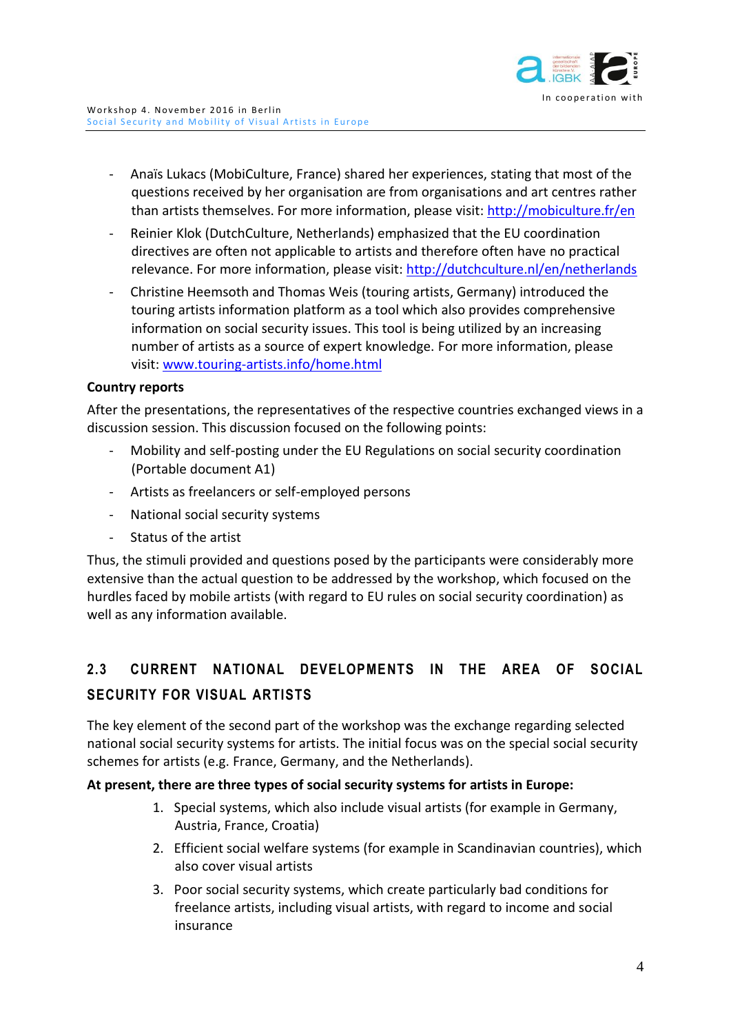- Anaïs Lukacs (MobiCulture, France) shared her experiences, stating that most of the questions received by her organisation are from organisations and art centres rather than artists themselves. For more information, please visit: http://mobiculture.fr/en
- Reinier Klok (DutchCulture, Netherlands) emphasized that the EU coordination directives are often not applicable to artists and therefore often have no practical relevance. For more information, please visit: http://dutchculture.nl/en/netherlands
- Christine Heemsoth and Thomas Weis (touring artists, Germany) introduced the touring artists information platform as a tool which also provides comprehensive information on social security issues. This tool is being utilized by an increasing number of artists as a source of expert knowledge. For more information, please visit: www.touring-artists.info/home.html

**Country reports**

After the presentations, the representatives of the respective countries exchanged views in a discussion session. This discussion focused on the following points:

- Mobility and self-posting under the EU Regulations on social security coordination (Portable document A1)
- Artists as freelancers or self-employed persons
- National social security systems
- Status of the artist

Thus, the stimuli provided and questions posed by the participants were considerably more extensive than the actual question to be addressed by the workshop, which focused on the hurdles faced by mobile artists (with regard to EU rules on social security coordination) as well as any information available.

## 2.3 CURRENT NATIONAL DEVELOPMENTS IN THE AREA OF SOCIAL SECURITY FOR VISUAL ARTISTS

The key element of the second part of the workshop was the exchange regarding selected national social security systems for artists. The initial focus was on the special social security schemes for artists (e.g. France, Germany, and the Netherlands).

**At present, there are three types of social security systems for artists in Europe:**

1. Special systems, which also include visual artists (for example in Germany, Austria, France, Croatia)
2. Efficient social welfare systems (for example in Scandinavian countries), which also cover visual artists
3. Poor social security systems, which create particularly bad conditions for freelance artists, including visual artists, with regard to income and social insurance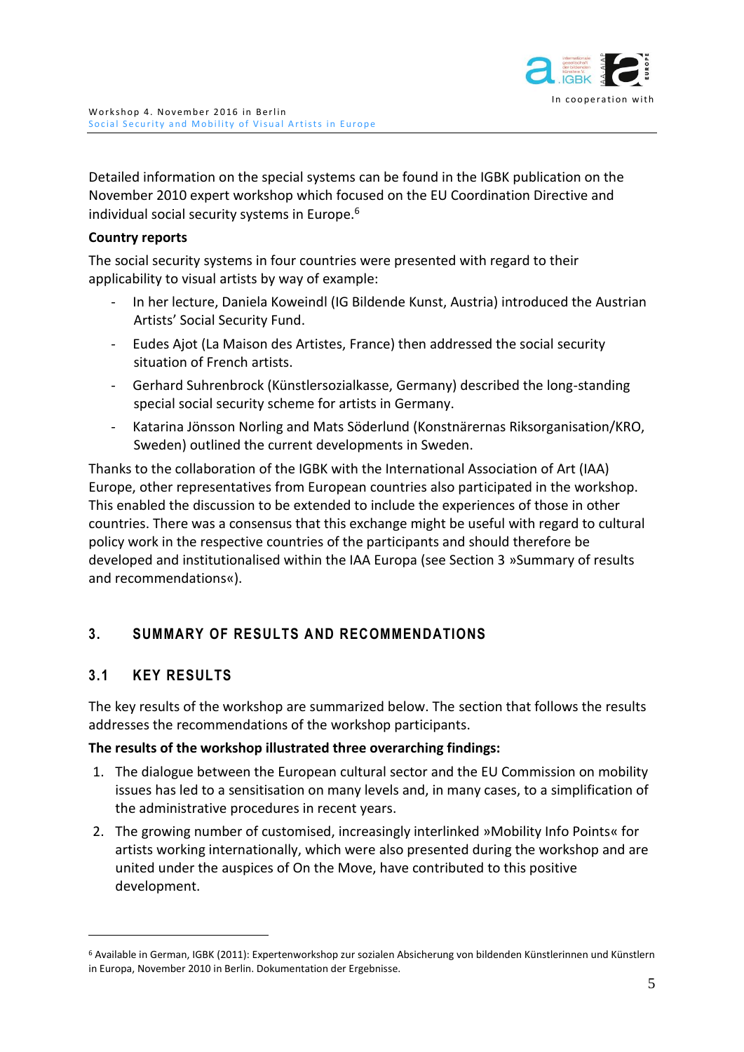Detailed information on the special systems can be found in the IGBK publication on the November 2010 expert workshop which focused on the EU Coordination Directive and individual social security systems in Europe.[6]

**Country reports**

The social security systems in four countries were presented with regard to their applicability to visual artists by way of example:

- In her lecture, Daniela Koweindl (IG Bildende Kunst, Austria) introduced the Austrian Artists' Social Security Fund.
- Eudes Ajot (La Maison des Artistes, France) then addressed the social security situation of French artists.
- Gerhard Suhrenbrock (Künstlersozialkasse, Germany) described the long-standing special social security scheme for artists in Germany.
- Katarina Jönsson Norling and Mats Söderlund (Konstnärernas Riksorganisation/KRO, Sweden) outlined the current developments in Sweden.

Thanks to the collaboration of the IGBK with the International Association of Art (IAA) Europe, other representatives from European countries also participated in the workshop. This enabled the discussion to be extended to include the experiences of those in other countries. There was a consensus that this exchange might be useful with regard to cultural policy work in the respective countries of the participants and should therefore be developed and institutionalised within the IAA Europa (see Section 3 »Summary of results and recommendations«).

## 3. SUMMARY OF RESULTS AND RECOMMENDATIONS

### 3.1 KEY RESULTS

The key results of the workshop are summarized below. The section that follows the results addresses the recommendations of the workshop participants.

**The results of the workshop illustrated three overarching findings:**

1. The dialogue between the European cultural sector and the EU Commission on mobility issues has led to a sensitisation on many levels and, in many cases, to a simplification of the administrative procedures in recent years.
2. The growing number of customised, increasingly interlinked »Mobility Info Points« for artists working internationally, which were also presented during the workshop and are united under the auspices of On the Move, have contributed to this positive development.

[6] Available in German, IGBK (2011): Expertenworkshop zur sozialen Absicherung von bildenden Künstlerinnen und Künstlern in Europa, November 2010 in Berlin. Dokumentation der Ergebnisse.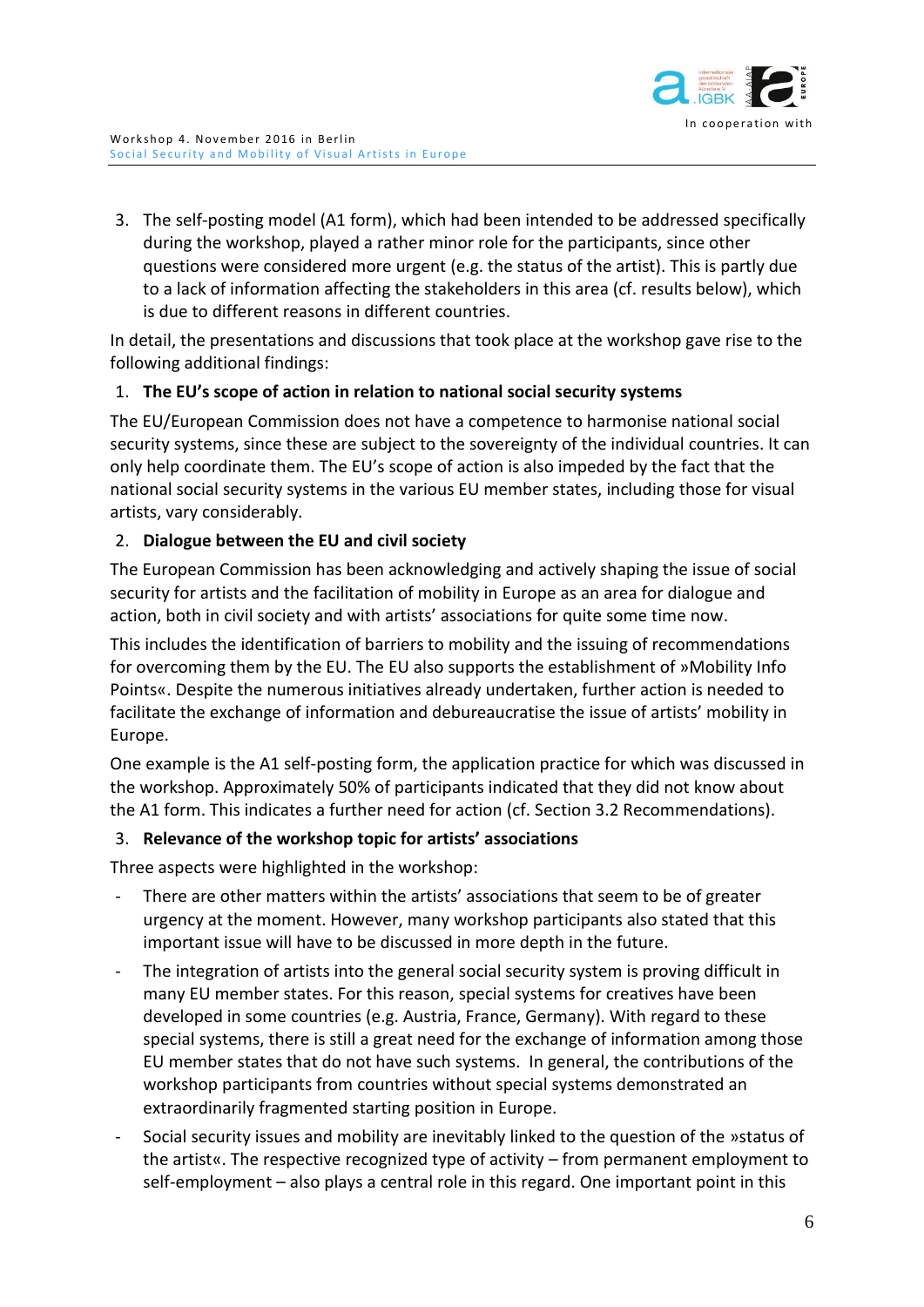3. The self-posting model (A1 form), which had been intended to be addressed specifically during the workshop, played a rather minor role for the participants, since other questions were considered more urgent (e.g. the status of the artist). This is partly due to a lack of information affecting the stakeholders in this area (cf. results below), which is due to different reasons in different countries.

In detail, the presentations and discussions that took place at the workshop gave rise to the following additional findings:

1. **The EU's scope of action in relation to national social security systems**

The EU/European Commission does not have a competence to harmonise national social security systems, since these are subject to the sovereignty of the individual countries. It can only help coordinate them. The EU's scope of action is also impeded by the fact that the national social security systems in the various EU member states, including those for visual artists, vary considerably.

2. **Dialogue between the EU and civil society**

The European Commission has been acknowledging and actively shaping the issue of social security for artists and the facilitation of mobility in Europe as an area for dialogue and action, both in civil society and with artists' associations for quite some time now.

This includes the identification of barriers to mobility and the issuing of recommendations for overcoming them by the EU. The EU also supports the establishment of »Mobility Info Points«. Despite the numerous initiatives already undertaken, further action is needed to facilitate the exchange of information and debureaucratise the issue of artists' mobility in Europe.

One example is the A1 self-posting form, the application practice for which was discussed in the workshop. Approximately 50% of participants indicated that they did not know about the A1 form. This indicates a further need for action (cf. Section 3.2 Recommendations).

3. **Relevance of the workshop topic for artists' associations**

Three aspects were highlighted in the workshop:

- There are other matters within the artists' associations that seem to be of greater urgency at the moment. However, many workshop participants also stated that this important issue will have to be discussed in more depth in the future.
- The integration of artists into the general social security system is proving difficult in many EU member states. For this reason, special systems for creatives have been developed in some countries (e.g. Austria, France, Germany). With regard to these special systems, there is still a great need for the exchange of information among those EU member states that do not have such systems. In general, the contributions of the workshop participants from countries without special systems demonstrated an extraordinarily fragmented starting position in Europe.
- Social security issues and mobility are inevitably linked to the question of the »status of the artist«. The respective recognized type of activity – from permanent employment to self-employment – also plays a central role in this regard. One important point in this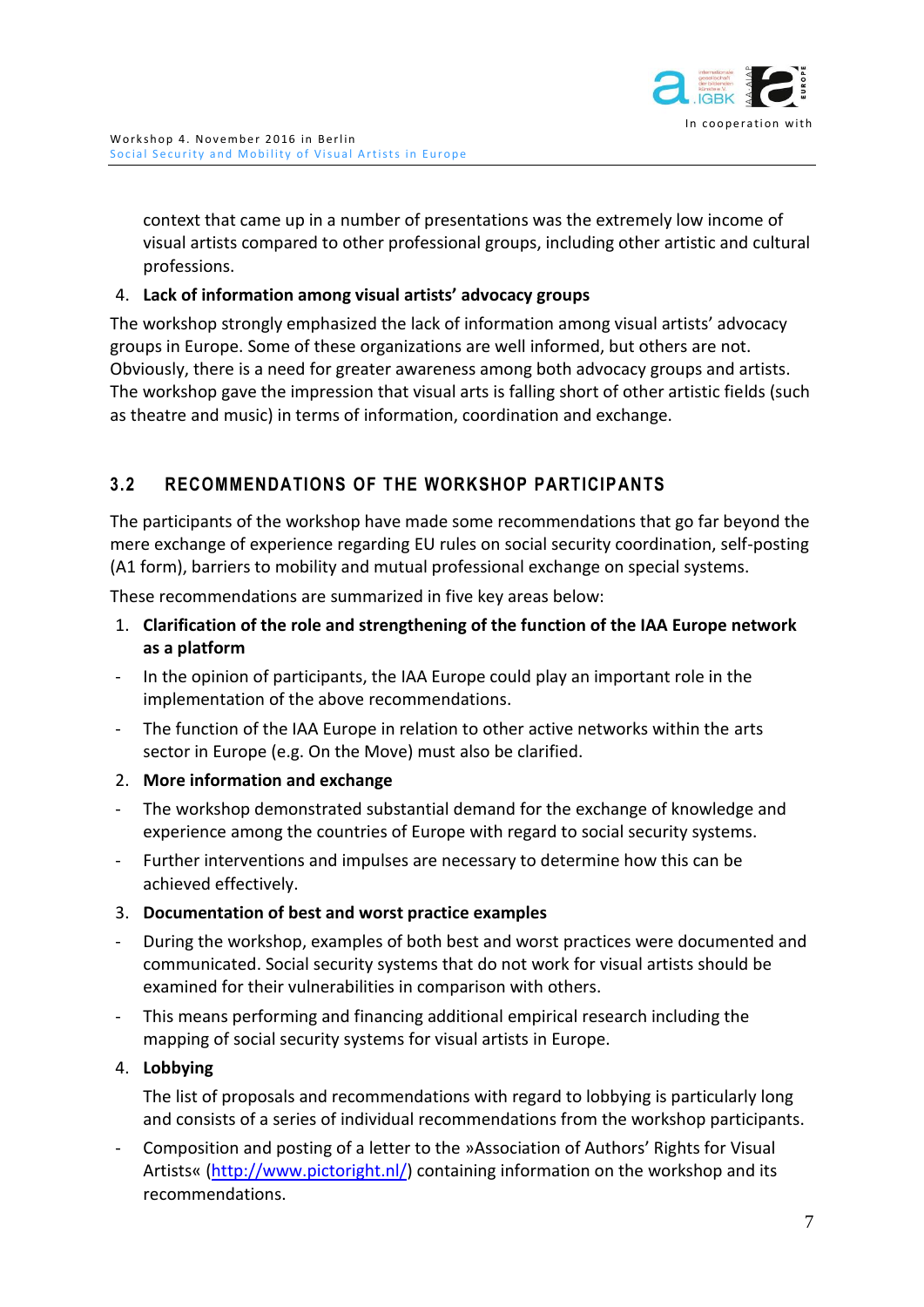context that came up in a number of presentations was the extremely low income of visual artists compared to other professional groups, including other artistic and cultural professions.

4. **Lack of information among visual artists' advocacy groups**

The workshop strongly emphasized the lack of information among visual artists' advocacy groups in Europe. Some of these organizations are well informed, but others are not. Obviously, there is a need for greater awareness among both advocacy groups and artists. The workshop gave the impression that visual arts is falling short of other artistic fields (such as theatre and music) in terms of information, coordination and exchange.

## 3.2 RECOMMENDATIONS OF THE WORKSHOP PARTICIPANTS

The participants of the workshop have made some recommendations that go far beyond the mere exchange of experience regarding EU rules on social security coordination, self-posting (A1 form), barriers to mobility and mutual professional exchange on special systems.

These recommendations are summarized in five key areas below:

1. **Clarification of the role and strengthening of the function of the IAA Europe network as a platform**

- In the opinion of participants, the IAA Europe could play an important role in the implementation of the above recommendations.
- The function of the IAA Europe in relation to other active networks within the arts sector in Europe (e.g. On the Move) must also be clarified.

2. **More information and exchange**

- The workshop demonstrated substantial demand for the exchange of knowledge and experience among the countries of Europe with regard to social security systems.
- Further interventions and impulses are necessary to determine how this can be achieved effectively.

3. **Documentation of best and worst practice examples**

- During the workshop, examples of both best and worst practices were documented and communicated. Social security systems that do not work for visual artists should be examined for their vulnerabilities in comparison with others.
- This means performing and financing additional empirical research including the mapping of social security systems for visual artists in Europe.

4. **Lobbying**

   The list of proposals and recommendations with regard to lobbying is particularly long and consists of a series of individual recommendations from the workshop participants.

- Composition and posting of a letter to the »Association of Authors' Rights for Visual Artists« (http://www.pictoright.nl/) containing information on the workshop and its recommendations.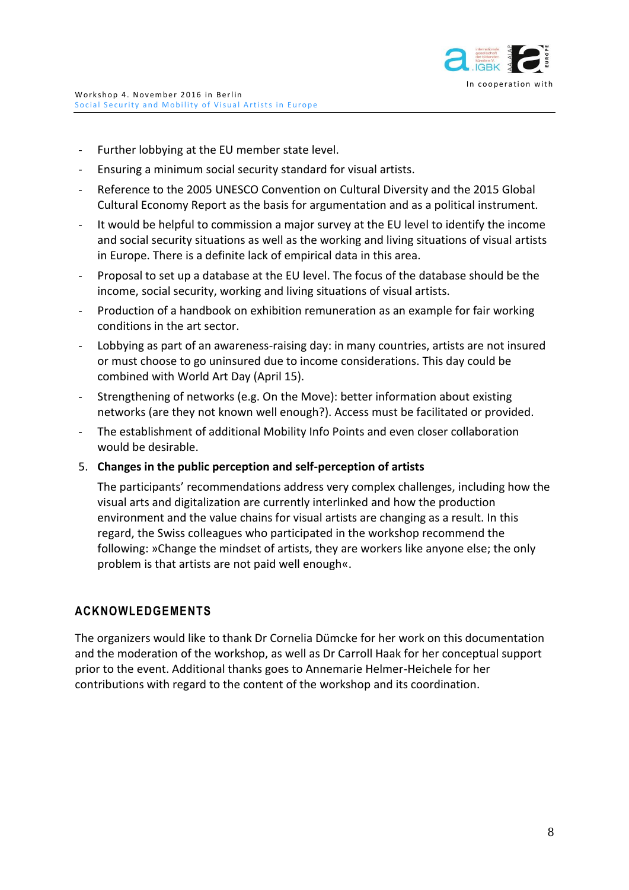- Further lobbying at the EU member state level.
- Ensuring a minimum social security standard for visual artists.
- Reference to the 2005 UNESCO Convention on Cultural Diversity and the 2015 Global Cultural Economy Report as the basis for argumentation and as a political instrument.
- It would be helpful to commission a major survey at the EU level to identify the income and social security situations as well as the working and living situations of visual artists in Europe. There is a definite lack of empirical data in this area.
- Proposal to set up a database at the EU level. The focus of the database should be the income, social security, working and living situations of visual artists.
- Production of a handbook on exhibition remuneration as an example for fair working conditions in the art sector.
- Lobbying as part of an awareness-raising day: in many countries, artists are not insured or must choose to go uninsured due to income considerations. This day could be combined with World Art Day (April 15).
- Strengthening of networks (e.g. On the Move): better information about existing networks (are they not known well enough?). Access must be facilitated or provided.
- The establishment of additional Mobility Info Points and even closer collaboration would be desirable.

5. **Changes in the public perception and self-perception of artists**

   The participants' recommendations address very complex challenges, including how the visual arts and digitalization are currently interlinked and how the production environment and the value chains for visual artists are changing as a result. In this regard, the Swiss colleagues who participated in the workshop recommend the following: »Change the mindset of artists, they are workers like anyone else; the only problem is that artists are not paid well enough«.

## ACKNOWLEDGEMENTS

The organizers would like to thank Dr Cornelia Dümcke for her work on this documentation and the moderation of the workshop, as well as Dr Carroll Haak for her conceptual support prior to the event. Additional thanks goes to Annemarie Helmer-Heichele for her contributions with regard to the content of the workshop and its coordination.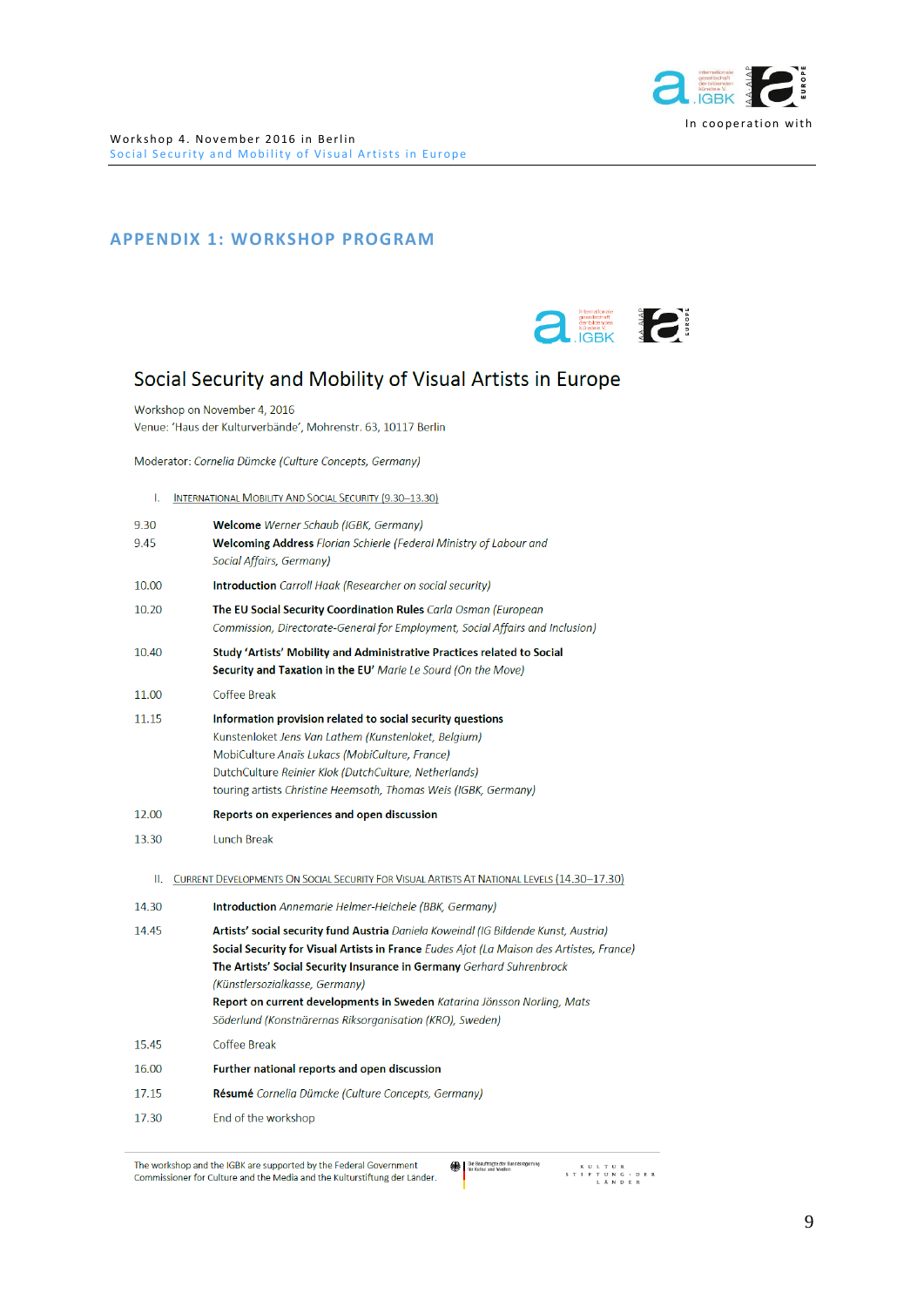## APPENDIX 1: WORKSHOP PROGRAM

# Social Security and Mobility of Visual Artists in Europe

Workshop on November 4, 2016
Venue: 'Haus der Kulturverbände', Mohrenstr. 63, 10117 Berlin

Moderator: *Cornelia Dümcke (Culture Concepts, Germany)*

### I. International Mobility and Social Security (9.30–13.30)

| | |
|---|---|
| 9.30 | **Welcome** *Werner Schaub (IGBK, Germany)* |
| 9.45 | **Welcoming Address** *Florian Schierle (Federal Ministry of Labour and Social Affairs, Germany)* |
| 10.00 | **Introduction** *Carroll Haak (Researcher on social security)* |
| 10.20 | **The EU Social Security Coordination Rules** *Carla Osman (European Commission, Directorate-General for Employment, Social Affairs and Inclusion)* |
| 10.40 | **Study 'Artists' Mobility and Administrative Practices related to Social Security and Taxation in the EU'** *Marie Le Sourd (On the Move)* |
| 11.00 | Coffee Break |
| 11.15 | **Information provision related to social security questions**<br>Kunstenloket *Jens Van Lathem (Kunstenloket, Belgium)*<br>MobiCulture *Anaïs Lukacs (MobiCulture, France)*<br>DutchCulture *Reinier Klok (DutchCulture, Netherlands)*<br>touring artists *Christine Heemsoth, Thomas Weis (IGBK, Germany)* |
| 12.00 | **Reports on experiences and open discussion** |
| 13.30 | Lunch Break |

### II. Current Developments On Social Security For Visual Artists At National Levels (14.30–17.30)

| | |
|---|---|
| 14.30 | **Introduction** *Annemarie Helmer-Heichele (BBK, Germany)* |
| 14.45 | **Artists' social security fund Austria** *Daniela Koweindl (IG Bildende Kunst, Austria)*<br>**Social Security for Visual Artists in France** *Eudes Ajot (La Maison des Artistes, France)*<br>**The Artists' Social Security Insurance in Germany** *Gerhard Suhrenbrock (Künstlersozialkasse, Germany)*<br>**Report on current developments in Sweden** *Katarina Jönsson Norling, Mats Söderlund (Konstnärernas Riksorganisation (KRO), Sweden)* |
| 15.45 | Coffee Break |
| 16.00 | **Further national reports and open discussion** |
| 17.15 | **Résumé** *Cornelia Dümcke (Culture Concepts, Germany)* |
| 17.30 | End of the workshop |

The workshop and the IGBK are supported by the Federal Government Commissioner for Culture and the Media and the Kulturstiftung der Länder.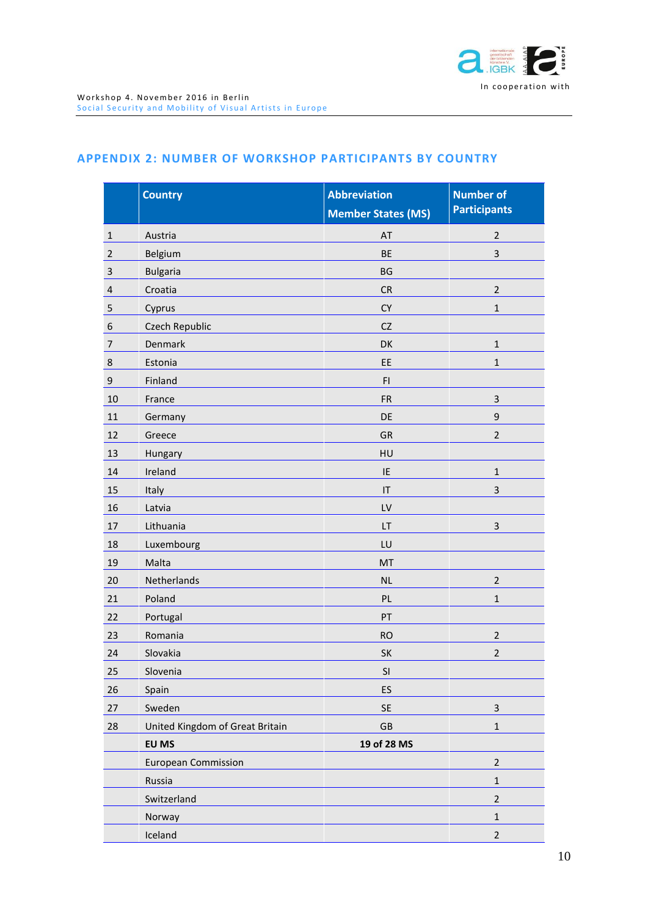## APPENDIX 2: NUMBER OF WORKSHOP PARTICIPANTS BY COUNTRY

| | Country | Abbreviation Member States (MS) | Number of Participants |
|---|---|---|---|
| 1 | Austria | AT | 2 |
| 2 | Belgium | BE | 3 |
| 3 | Bulgaria | BG | |
| 4 | Croatia | CR | 2 |
| 5 | Cyprus | CY | 1 |
| 6 | Czech Republic | CZ | |
| 7 | Denmark | DK | 1 |
| 8 | Estonia | EE | 1 |
| 9 | Finland | FI | |
| 10 | France | FR | 3 |
| 11 | Germany | DE | 9 |
| 12 | Greece | GR | 2 |
| 13 | Hungary | HU | |
| 14 | Ireland | IE | 1 |
| 15 | Italy | IT | 3 |
| 16 | Latvia | LV | |
| 17 | Lithuania | LT | 3 |
| 18 | Luxembourg | LU | |
| 19 | Malta | MT | |
| 20 | Netherlands | NL | 2 |
| 21 | Poland | PL | 1 |
| 22 | Portugal | PT | |
| 23 | Romania | RO | 2 |
| 24 | Slovakia | SK | 2 |
| 25 | Slovenia | SI | |
| 26 | Spain | ES | |
| 27 | Sweden | SE | 3 |
| 28 | United Kingdom of Great Britain | GB | 1 |
| | **EU MS** | **19 of 28 MS** | |
| | European Commission | | 2 |
| | Russia | | 1 |
| | Switzerland | | 2 |
| | Norway | | 1 |
| | Iceland | | 2 |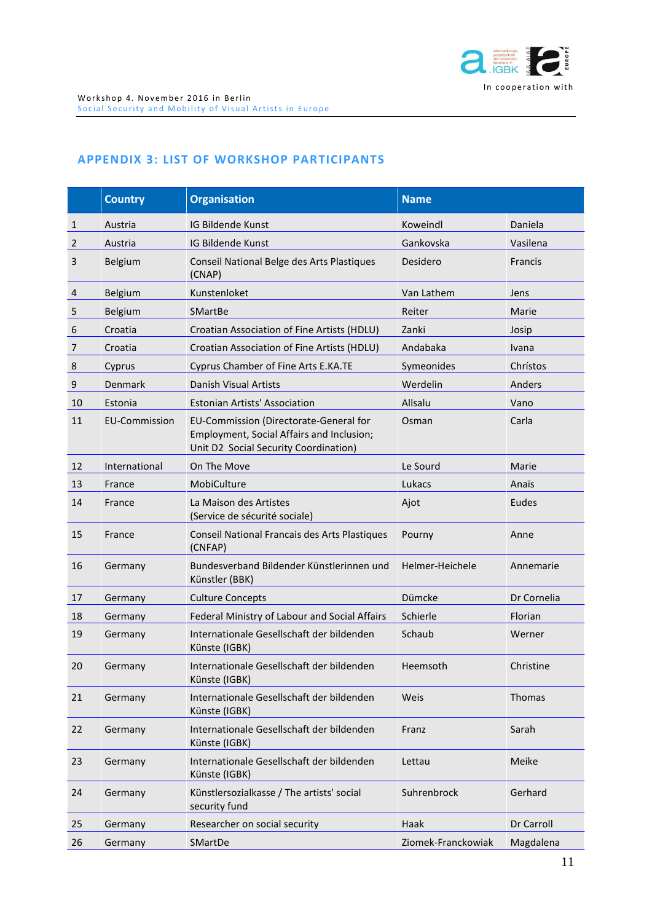## APPENDIX 3: LIST OF WORKSHOP PARTICIPANTS

| | Country | Organisation | Name | |
|---|---|---|---|---|
| 1 | Austria | IG Bildende Kunst | Koweindl | Daniela |
| 2 | Austria | IG Bildende Kunst | Gankovska | Vasilena |
| 3 | Belgium | Conseil National Belge des Arts Plastiques (CNAP) | Desidero | Francis |
| 4 | Belgium | Kunstenloket | Van Lathem | Jens |
| 5 | Belgium | SMartBe | Reiter | Marie |
| 6 | Croatia | Croatian Association of Fine Artists (HDLU) | Zanki | Josip |
| 7 | Croatia | Croatian Association of Fine Artists (HDLU) | Andabaka | Ivana |
| 8 | Cyprus | Cyprus Chamber of Fine Arts E.KA.TE | Symeonides | Chrístos |
| 9 | Denmark | Danish Visual Artists | Werdelin | Anders |
| 10 | Estonia | Estonian Artists' Association | Allsalu | Vano |
| 11 | EU-Commission | EU-Commission (Directorate-General for Employment, Social Affairs and Inclusion; Unit D2 Social Security Coordination) | Osman | Carla |
| 12 | International | On The Move | Le Sourd | Marie |
| 13 | France | MobiCulture | Lukacs | Anaïs |
| 14 | France | La Maison des Artistes (Service de sécurité sociale) | Ajot | Eudes |
| 15 | France | Conseil National Francais des Arts Plastiques (CNFAP) | Pourny | Anne |
| 16 | Germany | Bundesverband Bildender Künstlerinnen und Künstler (BBK) | Helmer-Heichele | Annemarie |
| 17 | Germany | Culture Concepts | Dümcke | Dr Cornelia |
| 18 | Germany | Federal Ministry of Labour and Social Affairs | Schierle | Florian |
| 19 | Germany | Internationale Gesellschaft der bildenden Künste (IGBK) | Schaub | Werner |
| 20 | Germany | Internationale Gesellschaft der bildenden Künste (IGBK) | Heemsoth | Christine |
| 21 | Germany | Internationale Gesellschaft der bildenden Künste (IGBK) | Weis | Thomas |
| 22 | Germany | Internationale Gesellschaft der bildenden Künste (IGBK) | Franz | Sarah |
| 23 | Germany | Internationale Gesellschaft der bildenden Künste (IGBK) | Lettau | Meike |
| 24 | Germany | Künstlersozialkasse / The artists' social security fund | Suhrenbrock | Gerhard |
| 25 | Germany | Researcher on social security | Haak | Dr Carroll |
| 26 | Germany | SMartDe | Ziomek-Franckowiak | Magdalena |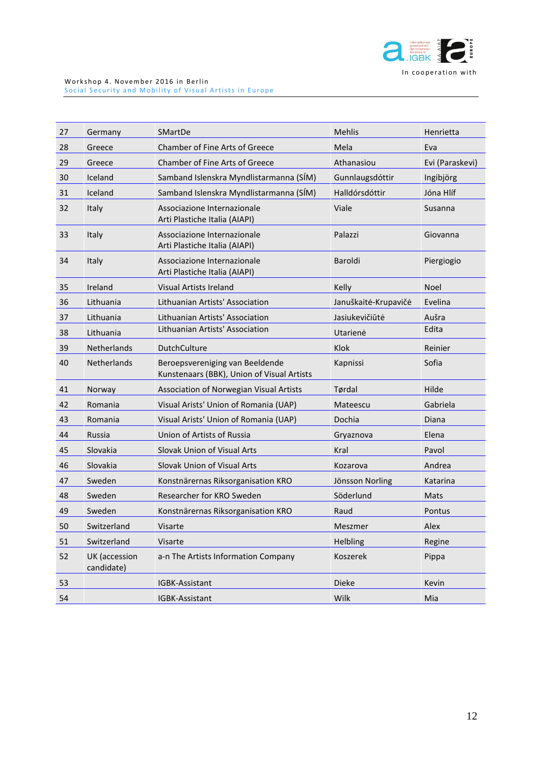| | | | | |
|---|---|---|---|---|
| 27 | Germany | SMartDe | Mehlis | Henrietta |
| 28 | Greece | Chamber of Fine Arts of Greece | Mela | Eva |
| 29 | Greece | Chamber of Fine Arts of Greece | Athanasiou | Evi (Paraskevi) |
| 30 | Iceland | Samband Islenskra Myndlistarmanna (SÍM) | Gunnlaugsdóttir | Ingibjörg |
| 31 | Iceland | Samband Islenskra Myndlistarmanna (SÍM) | Halldórsdóttir | Jóna Hlíf |
| 32 | Italy | Associazione Internazionale Arti Plastiche Italia (AIAPI) | Viale | Susanna |
| 33 | Italy | Associazione Internazionale Arti Plastiche Italia (AIAPI) | Palazzi | Giovanna |
| 34 | Italy | Associazione Internazionale Arti Plastiche Italia (AIAPI) | Baroldi | Piergiogio |
| 35 | Ireland | Visual Artists Ireland | Kelly | Noel |
| 36 | Lithuania | Lithuanian Artists' Association | Januškaitė-Krupavičė | Evelina |
| 37 | Lithuania | Lithuanian Artists' Association | Jasiukevičiūtė | Aušra |
| 38 | Lithuania | Lithuanian Artists' Association | Utarienė | Edita |
| 39 | Netherlands | DutchCulture | Klok | Reinier |
| 40 | Netherlands | Beroepsvereniging van Beeldende Kunstenaars (BBK), Union of Visual Artists | Kapnissi | Sofia |
| 41 | Norway | Association of Norwegian Visual Artists | Tørdal | Hilde |
| 42 | Romania | Visual Arists' Union of Romania (UAP) | Mateescu | Gabriela |
| 43 | Romania | Visual Arists' Union of Romania (UAP) | Dochia | Diana |
| 44 | Russia | Union of Artists of Russia | Gryaznova | Elena |
| 45 | Slovakia | Slovak Union of Visual Arts | Kral | Pavol |
| 46 | Slovakia | Slovak Union of Visual Arts | Kozarova | Andrea |
| 47 | Sweden | Konstnärernas Riksorganisation KRO | Jönsson Norling | Katarina |
| 48 | Sweden | Researcher for KRO Sweden | Söderlund | Mats |
| 49 | Sweden | Konstnärernas Riksorganisation KRO | Raud | Pontus |
| 50 | Switzerland | Visarte | Meszmer | Alex |
| 51 | Switzerland | Visarte | Helbling | Regine |
| 52 | UK (accession candidate) | a-n The Artists Information Company | Koszerek | Pippa |
| 53 | | IGBK-Assistant | Dieke | Kevin |
| 54 | | IGBK-Assistant | Wilk | Mia |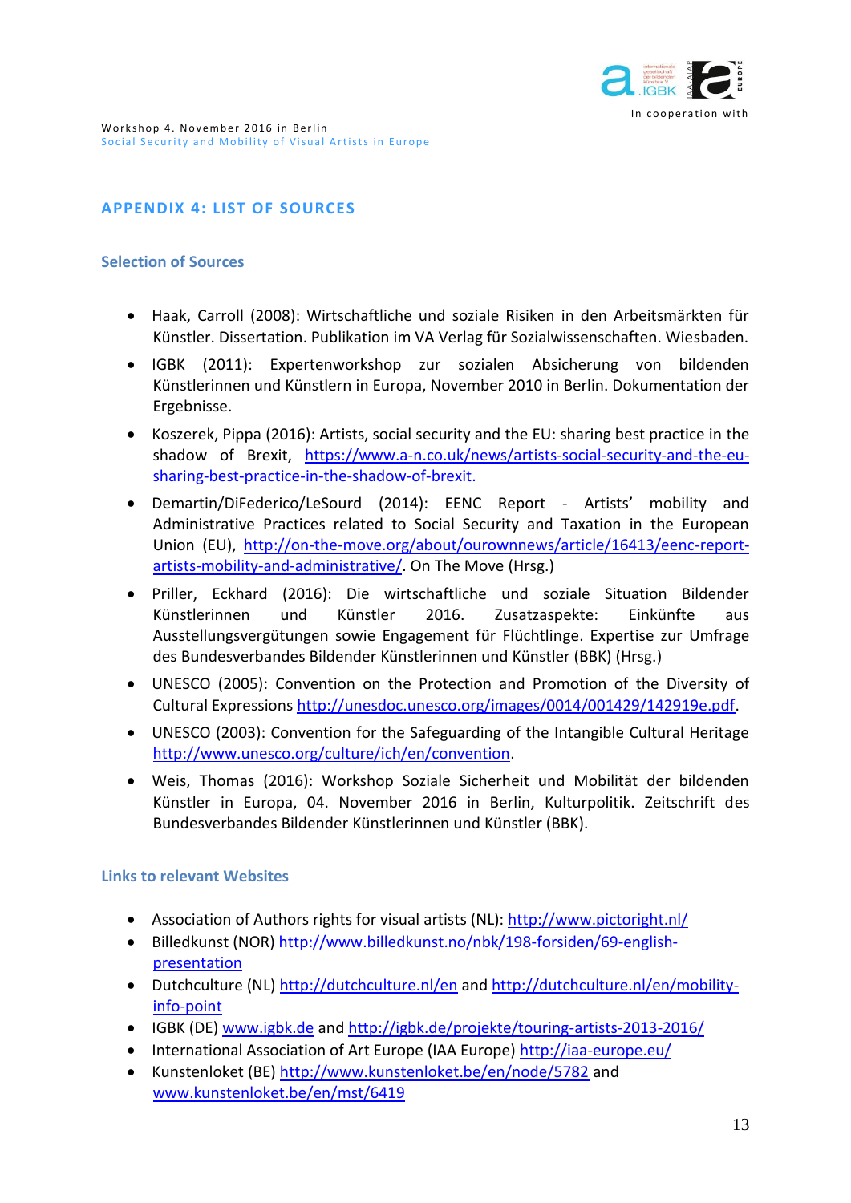## APPENDIX 4: LIST OF SOURCES

### Selection of Sources

- Haak, Carroll (2008): Wirtschaftliche und soziale Risiken in den Arbeitsmärkten für Künstler. Dissertation. Publikation im VA Verlag für Sozialwissenschaften. Wiesbaden.
- IGBK (2011): Expertenworkshop zur sozialen Absicherung von bildenden Künstlerinnen und Künstlern in Europa, November 2010 in Berlin. Dokumentation der Ergebnisse.
- Koszerek, Pippa (2016): Artists, social security and the EU: sharing best practice in the shadow of Brexit, https://www.a-n.co.uk/news/artists-social-security-and-the-eu-sharing-best-practice-in-the-shadow-of-brexit.
- Demartin/DiFederico/LeSourd (2014): EENC Report - Artists' mobility and Administrative Practices related to Social Security and Taxation in the European Union (EU), http://on-the-move.org/about/ourownnews/article/16413/eenc-report-artists-mobility-and-administrative/. On The Move (Hrsg.)
- Priller, Eckhard (2016): Die wirtschaftliche und soziale Situation Bildender Künstlerinnen und Künstler 2016. Zusatzaspekte: Einkünfte aus Ausstellungsvergütungen sowie Engagement für Flüchtlinge. Expertise zur Umfrage des Bundesverbandes Bildender Künstlerinnen und Künstler (BBK) (Hrsg.)
- UNESCO (2005): Convention on the Protection and Promotion of the Diversity of Cultural Expressions http://unesdoc.unesco.org/images/0014/001429/142919e.pdf.
- UNESCO (2003): Convention for the Safeguarding of the Intangible Cultural Heritage http://www.unesco.org/culture/ich/en/convention.
- Weis, Thomas (2016): Workshop Soziale Sicherheit und Mobilität der bildenden Künstler in Europa, 04. November 2016 in Berlin, Kulturpolitik. Zeitschrift des Bundesverbandes Bildender Künstlerinnen und Künstler (BBK).

### Links to relevant Websites

- Association of Authors rights for visual artists (NL): http://www.pictoright.nl/
- Billedkunst (NOR) http://www.billedkunst.no/nbk/198-forsiden/69-english-presentation
- Dutchculture (NL) http://dutchculture.nl/en and http://dutchculture.nl/en/mobility-info-point
- IGBK (DE) www.igbk.de and http://igbk.de/projekte/touring-artists-2013-2016/
- International Association of Art Europe (IAA Europe) http://iaa-europe.eu/
- Kunstenloket (BE) http://www.kunstenloket.be/en/node/5782 and www.kunstenloket.be/en/mst/6419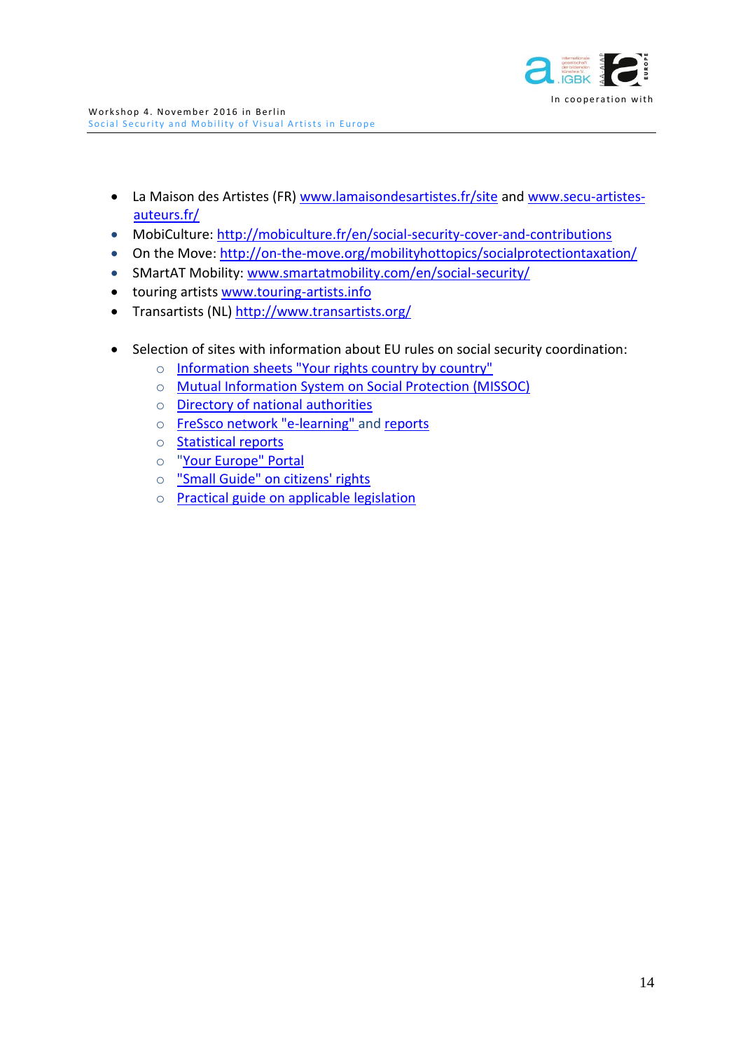- La Maison des Artistes (FR) www.lamaisondesartistes.fr/site and www.secu-artistes-auteurs.fr/
- MobiCulture: http://mobiculture.fr/en/social-security-cover-and-contributions
- On the Move: http://on-the-move.org/mobilityhottopics/socialprotectiontaxation/
- SMartAT Mobility: www.smartatmobility.com/en/social-security/
- touring artists www.touring-artists.info
- Transartists (NL) http://www.transartists.org/

- Selection of sites with information about EU rules on social security coordination:
  - Information sheets "Your rights country by country"
  - Mutual Information System on Social Protection (MISSOC)
  - Directory of national authorities
  - FreSsco network "e-learning" and reports
  - Statistical reports
  - "Your Europe" Portal
  - "Small Guide" on citizens' rights
  - Practical guide on applicable legislation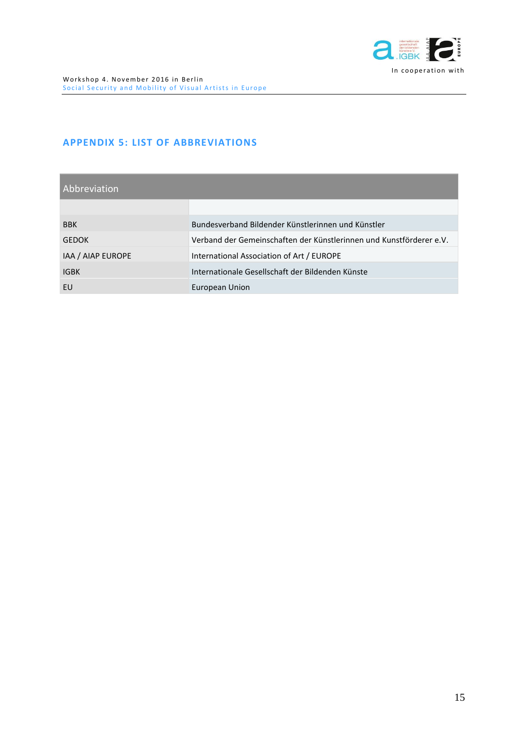## APPENDIX 5: LIST OF ABBREVIATIONS

| Abbreviation | |
|---|---|
| | |
| BBK | Bundesverband Bildender Künstlerinnen und Künstler |
| GEDOK | Verband der Gemeinschaften der Künstlerinnen und Kunstförderer e.V. |
| IAA / AIAP EUROPE | International Association of Art / EUROPE |
| IGBK | Internationale Gesellschaft der Bildenden Künste |
| EU | European Union |